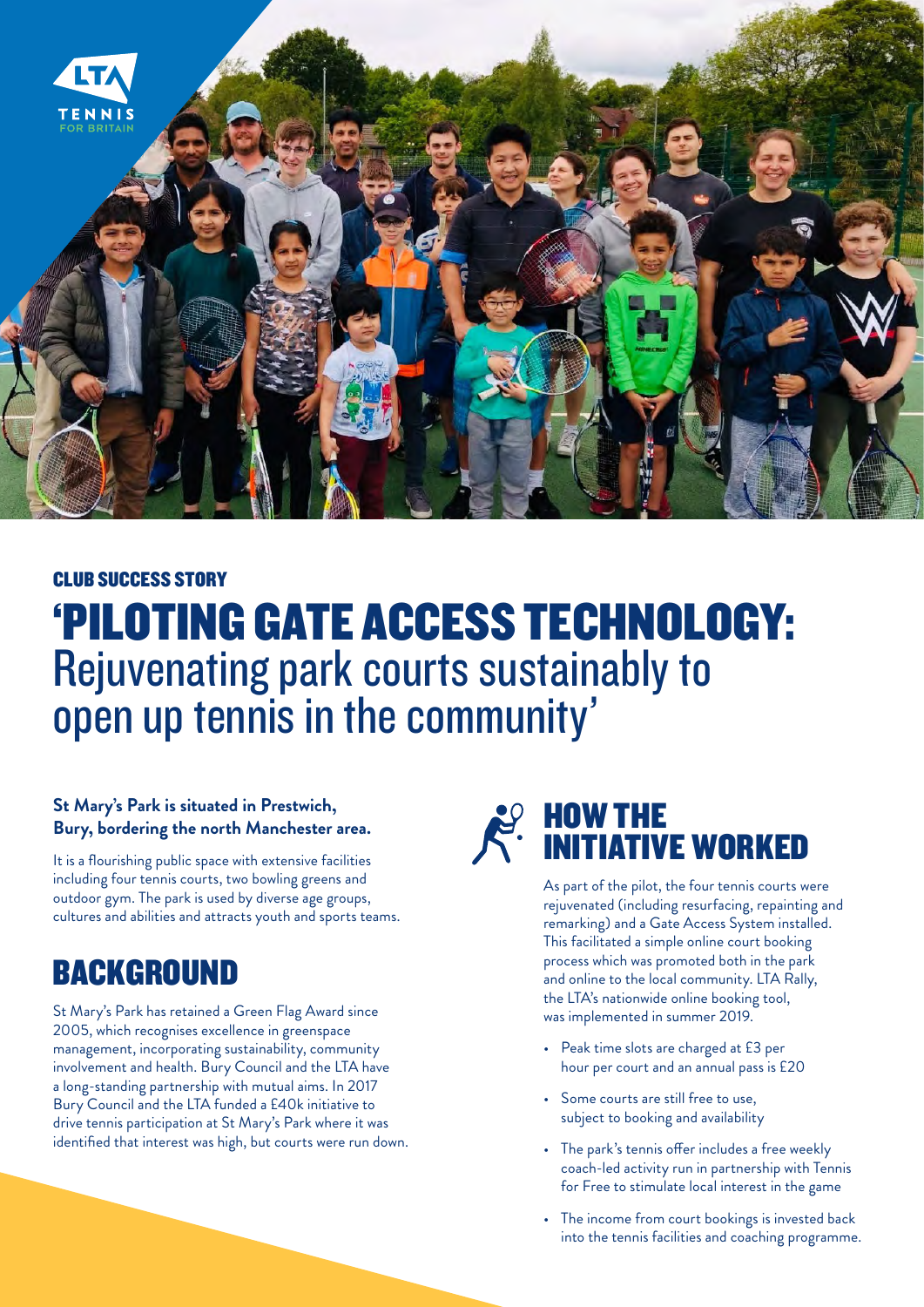LTA TENNIS FOR BRITAIN

CLUB SUCCESS STORY

# 'PILOTING GATE ACCESS TECHNOLOGY: Rejuvenating park courts sustainably to open up tennis in the community'

**St Mary's Park is situated in Prestwich, Bury, bordering the north Manchester area.**

It is a flourishing public space with extensive facilities including four tennis courts, two bowling greens and outdoor gym. The park is used by diverse age groups, cultures and abilities and attracts youth and sports teams.

## BACKGROUND

St Mary's Park has retained a Green Flag Award since 2005, which recognises excellence in greenspace management, incorporating sustainability, community involvement and health. Bury Council and the LTA have a long-standing partnership with mutual aims. In 2017 Bury Council and the LTA funded a £40k initiative to drive tennis participation at St Mary's Park where it was identified that interest was high, but courts were run down.

## HOW THE INITIATIVE WORKED

As part of the pilot, the four tennis courts were rejuvenated (including resurfacing, repainting and remarking) and a Gate Access System installed. This facilitated a simple online court booking process which was promoted both in the park and online to the local community. LTA Rally, the LTA's nationwide online booking tool, was implemented in summer 2019.

- Peak time slots are charged at £3 per hour per court and an annual pass is £20
- Some courts are still free to use, subject to booking and availability
- The park's tennis offer includes a free weekly coach-led activity run in partnership with Tennis for Free to stimulate local interest in the game
- The income from court bookings is invested back into the tennis facilities and coaching programme.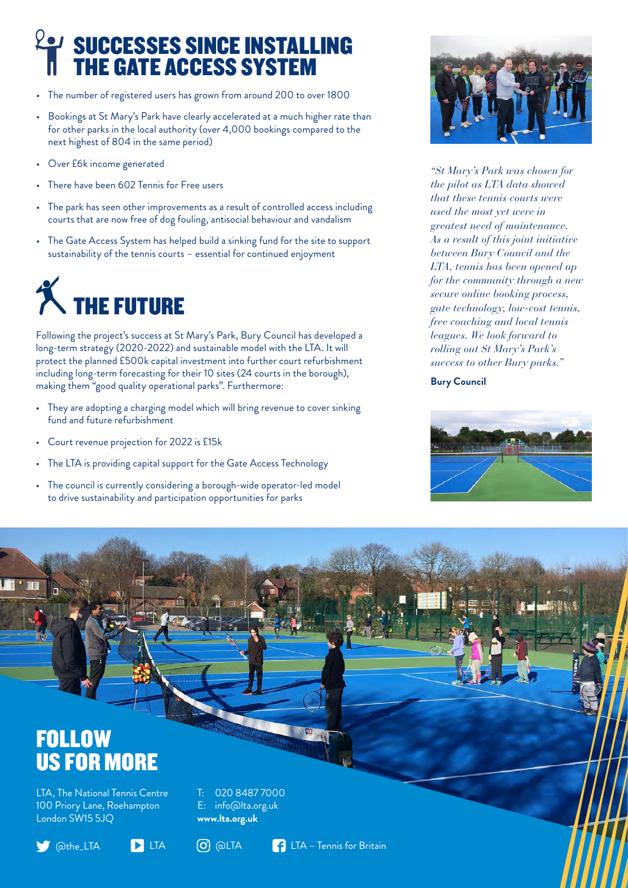## SUCCESSES SINCE INSTALLING THE GATE ACCESS SYSTEM

- The number of registered users has grown from around 200 to over 1800
- Bookings at St Mary's Park have clearly accelerated at a much higher rate than for other parks in the local authority (over 4,000 bookings compared to the next highest of 804 in the same period)
- Over £6k income generated
- There have been 602 Tennis for Free users
- The park has seen other improvements as a result of controlled access including courts that are now free of dog fouling, antisocial behaviour and vandalism
- The Gate Access System has helped build a sinking fund for the site to support sustainability of the tennis courts – essential for continued enjoyment

## THE FUTURE

Following the project's success at St Mary's Park, Bury Council has developed a long-term strategy (2020-2022) and sustainable model with the LTA. It will protect the planned £500k capital investment into further court refurbishment including long-term forecasting for their 10 sites (24 courts in the borough), making them "good quality operational parks". Furthermore:

- They are adopting a charging model which will bring revenue to cover sinking fund and future refurbishment
- Court revenue projection for 2022 is £15k
- The LTA is providing capital support for the Gate Access Technology
- The council is currently considering a borough-wide operator-led model to drive sustainability and participation opportunities for parks

*"St Mary's Park was chosen for the pilot as LTA data showed that these tennis courts were used the most yet were in greatest need of maintenance. As a result of this joint initiative between Bury Council and the LTA, tennis has been opened up for the community through a new secure online booking process, gate technology, low-cost tennis, free coaching and local tennis leagues. We look forward to rolling out St Mary's Park's success to other Bury parks."*

**Bury Council**

## FOLLOW US FOR MORE

LTA, The National Tennis Centre
100 Priory Lane, Roehampton
London SW15 5JQ

T: 020 8487 7000
E: info@lta.org.uk
**www.lta.org.uk**

@the_LTA LTA @LTA LTA – Tennis for Britain